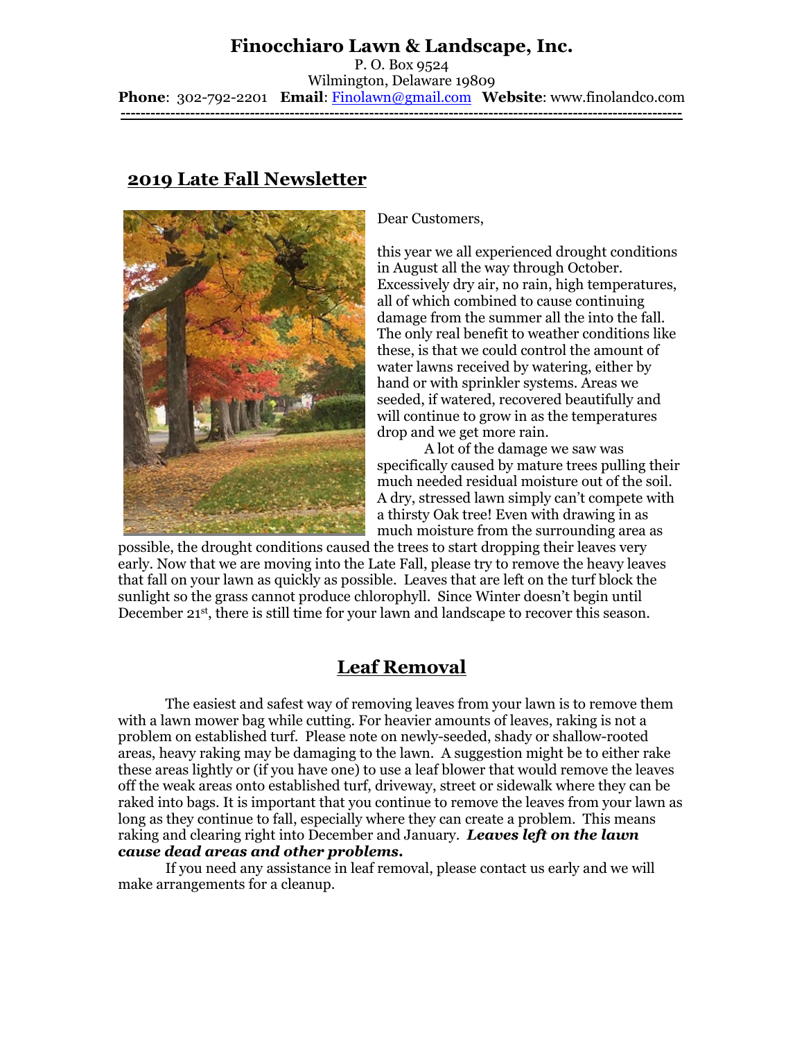# Finocchiaro Lawn & Landscape, Inc.

P. O. Box 9524
Wilmington, Delaware 19809
**Phone**: 302-792-2201 **Email**: Finolawn@gmail.com **Website**: www.finolandco.com

---

## 2019 Late Fall Newsletter

Dear Customers,

this year we all experienced drought conditions in August all the way through October. Excessively dry air, no rain, high temperatures, all of which combined to cause continuing damage from the summer all the into the fall. The only real benefit to weather conditions like these, is that we could control the amount of water lawns received by watering, either by hand or with sprinkler systems. Areas we seeded, if watered, recovered beautifully and will continue to grow in as the temperatures drop and we get more rain.

A lot of the damage we saw was specifically caused by mature trees pulling their much needed residual moisture out of the soil. A dry, stressed lawn simply can't compete with a thirsty Oak tree! Even with drawing in as much moisture from the surrounding area as possible, the drought conditions caused the trees to start dropping their leaves very early. Now that we are moving into the Late Fall, please try to remove the heavy leaves that fall on your lawn as quickly as possible. Leaves that are left on the turf block the sunlight so the grass cannot produce chlorophyll. Since Winter doesn't begin until December 21st, there is still time for your lawn and landscape to recover this season.

## Leaf Removal

The easiest and safest way of removing leaves from your lawn is to remove them with a lawn mower bag while cutting. For heavier amounts of leaves, raking is not a problem on established turf. Please note on newly-seeded, shady or shallow-rooted areas, heavy raking may be damaging to the lawn. A suggestion might be to either rake these areas lightly or (if you have one) to use a leaf blower that would remove the leaves off the weak areas onto established turf, driveway, street or sidewalk where they can be raked into bags. It is important that you continue to remove the leaves from your lawn as long as they continue to fall, especially where they can create a problem. This means raking and clearing right into December and January. ***Leaves left on the lawn cause dead areas and other problems.***

If you need any assistance in leaf removal, please contact us early and we will make arrangements for a cleanup.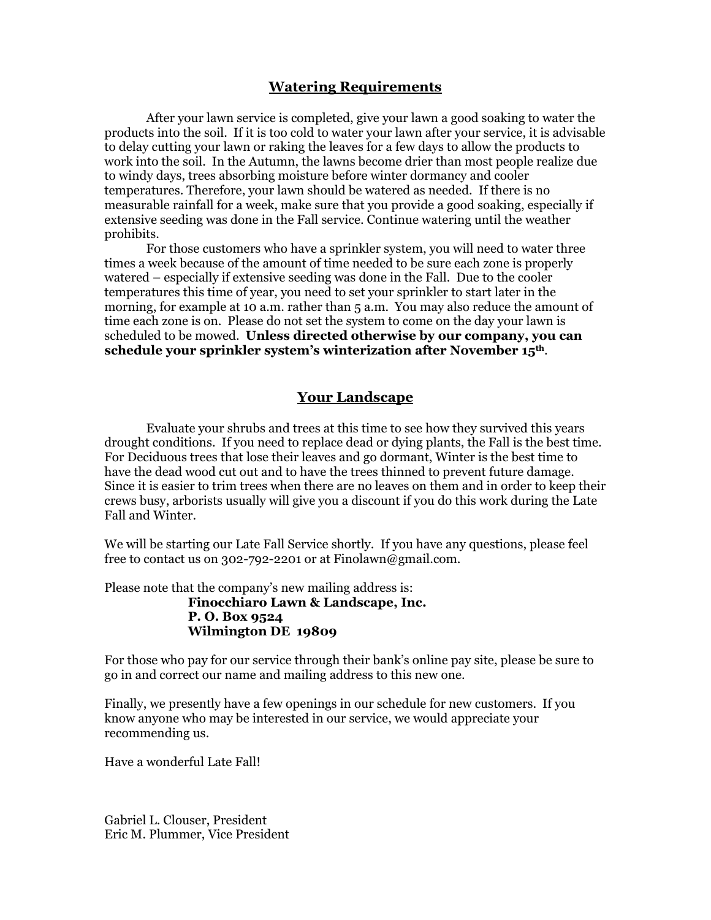## Watering Requirements

After your lawn service is completed, give your lawn a good soaking to water the products into the soil. If it is too cold to water your lawn after your service, it is advisable to delay cutting your lawn or raking the leaves for a few days to allow the products to work into the soil. In the Autumn, the lawns become drier than most people realize due to windy days, trees absorbing moisture before winter dormancy and cooler temperatures. Therefore, your lawn should be watered as needed. If there is no measurable rainfall for a week, make sure that you provide a good soaking, especially if extensive seeding was done in the Fall service. Continue watering until the weather prohibits.

For those customers who have a sprinkler system, you will need to water three times a week because of the amount of time needed to be sure each zone is properly watered – especially if extensive seeding was done in the Fall. Due to the cooler temperatures this time of year, you need to set your sprinkler to start later in the morning, for example at 10 a.m. rather than 5 a.m. You may also reduce the amount of time each zone is on. Please do not set the system to come on the day your lawn is scheduled to be mowed. **Unless directed otherwise by our company, you can schedule your sprinkler system's winterization after November 15th**.

## Your Landscape

Evaluate your shrubs and trees at this time to see how they survived this years drought conditions. If you need to replace dead or dying plants, the Fall is the best time. For Deciduous trees that lose their leaves and go dormant, Winter is the best time to have the dead wood cut out and to have the trees thinned to prevent future damage. Since it is easier to trim trees when there are no leaves on them and in order to keep their crews busy, arborists usually will give you a discount if you do this work during the Late Fall and Winter.

We will be starting our Late Fall Service shortly. If you have any questions, please feel free to contact us on 302-792-2201 or at Finolawn@gmail.com.

Please note that the company's new mailing address is:

**Finocchiaro Lawn & Landscape, Inc.**
**P. O. Box 9524**
**Wilmington DE 19809**

For those who pay for our service through their bank's online pay site, please be sure to go in and correct our name and mailing address to this new one.

Finally, we presently have a few openings in our schedule for new customers. If you know anyone who may be interested in our service, we would appreciate your recommending us.

Have a wonderful Late Fall!

Gabriel L. Clouser, President
Eric M. Plummer, Vice President